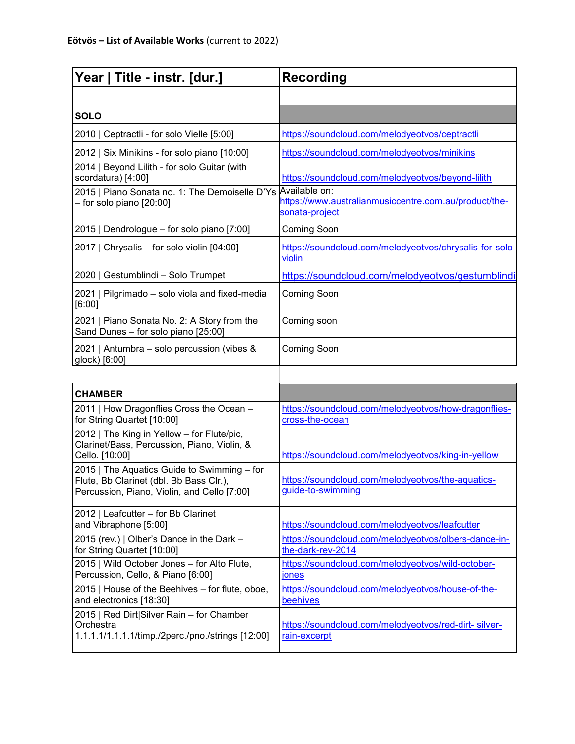**Eötvös – List of Available Works** (current to 2022)

| Year \| Title - instr. [dur.] | Recording |
|---|---|
| | |
| **SOLO** | |
| 2010 \| Ceptractli - for solo Vielle [5:00] | https://soundcloud.com/melodyeotvos/ceptractli |
| 2012 \| Six Minikins - for solo piano [10:00] | https://soundcloud.com/melodyeotvos/minikins |
| 2014 \| Beyond Lilith - for solo Guitar (with scordatura) [4:00] | https://soundcloud.com/melodyeotvos/beyond-lilith |
| 2015 \| Piano Sonata no. 1: The Demoiselle D'Ys – for solo piano [20:00] | Available on: https://www.australianmusiccentre.com.au/product/the-sonata-project |
| 2015 \| Dendrologue – for solo piano [7:00] | Coming Soon |
| 2017 \| Chrysalis – for solo violin [04:00] | https://soundcloud.com/melodyeotvos/chrysalis-for-solo-violin |
| 2020 \| Gestumblindi – Solo Trumpet | https://soundcloud.com/melodyeotvos/gestumblindi |
| 2021 \| Pilgrimado – solo viola and fixed-media [6:00] | Coming Soon |
| 2021 \| Piano Sonata No. 2: A Story from the Sand Dunes – for solo piano [25:00] | Coming soon |
| 2021 \| Antumbra – solo percussion (vibes & glock) [6:00] | Coming Soon |

| **CHAMBER** | |
|---|---|
| 2011 \| How Dragonflies Cross the Ocean – for String Quartet [10:00] | https://soundcloud.com/melodyeotvos/how-dragonflies-cross-the-ocean |
| 2012 \| The King in Yellow – for Flute/pic, Clarinet/Bass, Percussion, Piano, Violin, & Cello. [10:00] | https://soundcloud.com/melodyeotvos/king-in-yellow |
| 2015 \| The Aquatics Guide to Swimming – for Flute, Bb Clarinet (dbl. Bb Bass Clr.), Percussion, Piano, Violin, and Cello [7:00] | https://soundcloud.com/melodyeotvos/the-aquatics-guide-to-swimming |
| 2012 \| Leafcutter – for Bb Clarinet and Vibraphone [5:00] | https://soundcloud.com/melodyeotvos/leafcutter |
| 2015 (rev.) \| Olber's Dance in the Dark – for String Quartet [10:00] | https://soundcloud.com/melodyeotvos/olbers-dance-in-the-dark-rev-2014 |
| 2015 \| Wild October Jones – for Alto Flute, Percussion, Cello, & Piano [6:00] | https://soundcloud.com/melodyeotvos/wild-october-jones |
| 2015 \| House of the Beehives – for flute, oboe, and electronics [18:30] | https://soundcloud.com/melodyeotvos/house-of-the-beehives |
| 2015 \| Red Dirt\|Silver Rain – for Chamber Orchestra 1.1.1.1/1.1.1.1/timp./2perc./pno./strings [12:00] | https://soundcloud.com/melodyeotvos/red-dirt- silver-rain-excerpt |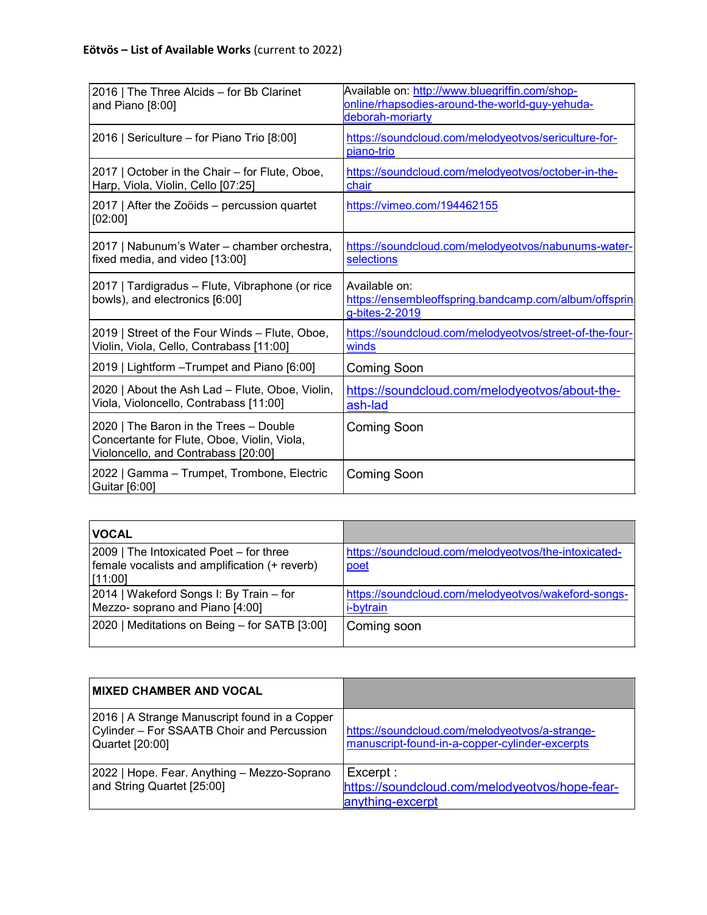**Eötvös – List of Available Works** (current to 2022)

| | |
|---|---|
| 2016 \| The Three Alcids – for Bb Clarinet and Piano [8:00] | Available on: http://www.bluegriffin.com/shop-online/rhapsodies-around-the-world-guy-yehuda-deborah-moriarty |
| 2016 \| Sericulture – for Piano Trio [8:00] | https://soundcloud.com/melodyeotvos/sericulture-for-piano-trio |
| 2017 \| October in the Chair – for Flute, Oboe, Harp, Viola, Violin, Cello [07:25] | https://soundcloud.com/melodyeotvos/october-in-the-chair |
| 2017 \| After the Zoöids – percussion quartet [02:00] | https://vimeo.com/194462155 |
| 2017 \| Nabunum's Water – chamber orchestra, fixed media, and video [13:00] | https://soundcloud.com/melodyeotvos/nabunums-water-selections |
| 2017 \| Tardigradus – Flute, Vibraphone (or rice bowls), and electronics [6:00] | Available on: https://ensembleoffspring.bandcamp.com/album/offspring-bites-2-2019 |
| 2019 \| Street of the Four Winds – Flute, Oboe, Violin, Viola, Cello, Contrabass [11:00] | https://soundcloud.com/melodyeotvos/street-of-the-four-winds |
| 2019 \| Lightform –Trumpet and Piano [6:00] | Coming Soon |
| 2020 \| About the Ash Lad – Flute, Oboe, Violin, Viola, Violoncello, Contrabass [11:00] | https://soundcloud.com/melodyeotvos/about-the-ash-lad |
| 2020 \| The Baron in the Trees – Double Concertante for Flute, Oboe, Violin, Viola, Violoncello, and Contrabass [20:00] | Coming Soon |
| 2022 \| Gamma – Trumpet, Trombone, Electric Guitar [6:00] | Coming Soon |

| VOCAL | |
|---|---|
| 2009 \| The Intoxicated Poet – for three female vocalists and amplification (+ reverb) [11:00] | https://soundcloud.com/melodyeotvos/the-intoxicated-poet |
| 2014 \| Wakeford Songs I: By Train – for Mezzo- soprano and Piano [4:00] | https://soundcloud.com/melodyeotvos/wakeford-songs-i-bytrain |
| 2020 \| Meditations on Being – for SATB [3:00] | Coming soon |

| MIXED CHAMBER AND VOCAL | |
|---|---|
| 2016 \| A Strange Manuscript found in a Copper Cylinder – For SSAATB Choir and Percussion Quartet [20:00] | https://soundcloud.com/melodyeotvos/a-strange-manuscript-found-in-a-copper-cylinder-excerpts |
| 2022 \| Hope. Fear. Anything – Mezzo-Soprano and String Quartet [25:00] | Excerpt : https://soundcloud.com/melodyeotvos/hope-fear-anything-excerpt |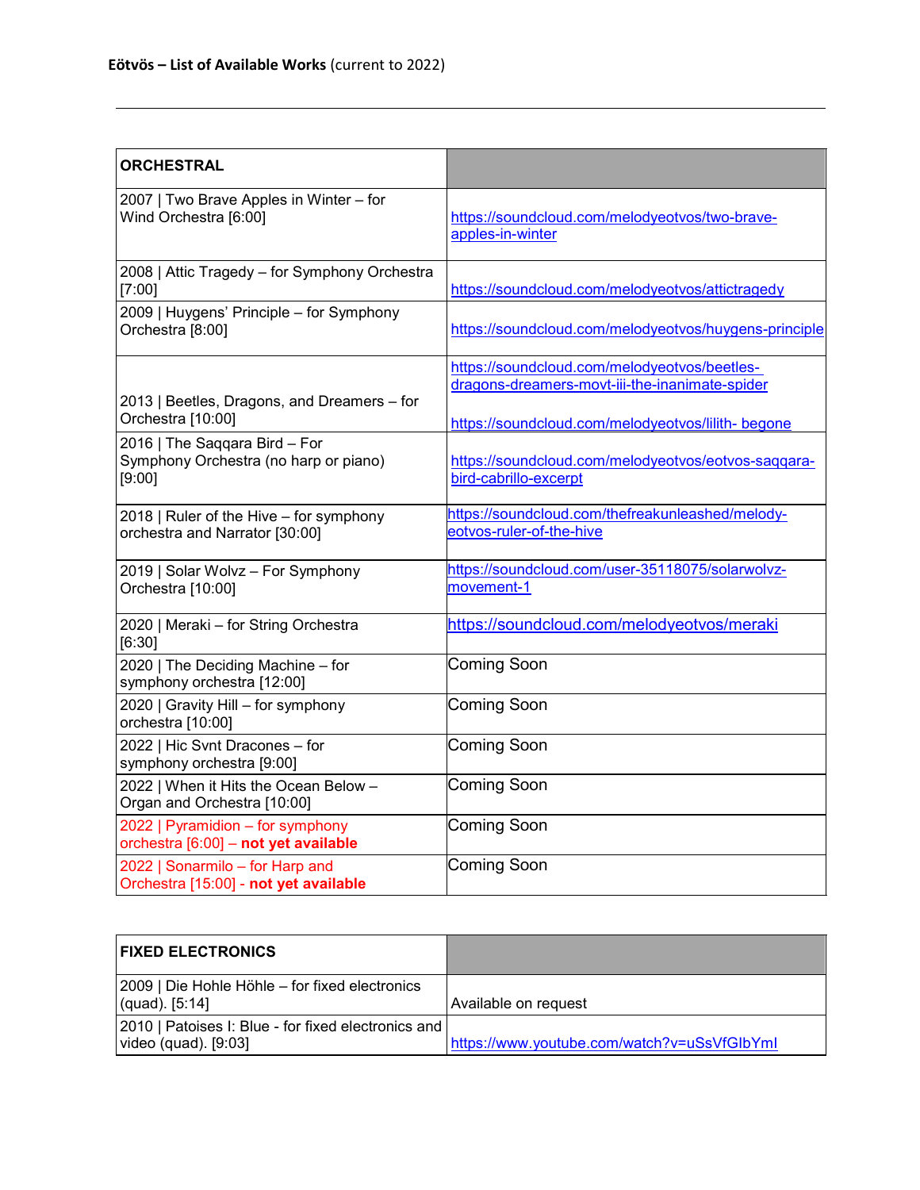**Eötvös – List of Available Works** (current to 2022)

---

| ORCHESTRAL | |
|---|---|
| 2007 \| Two Brave Apples in Winter – for Wind Orchestra [6:00] | https://soundcloud.com/melodyeotvos/two-brave-apples-in-winter |
| 2008 \| Attic Tragedy – for Symphony Orchestra [7:00] | https://soundcloud.com/melodyeotvos/attictragedy |
| 2009 \| Huygens' Principle – for Symphony Orchestra [8:00] | https://soundcloud.com/melodyeotvos/huygens-principle |
| 2013 \| Beetles, Dragons, and Dreamers – for Orchestra [10:00] | https://soundcloud.com/melodyeotvos/beetles-dragons-dreamers-movt-iii-the-inanimate-spider<br>https://soundcloud.com/melodyeotvos/lilith- begone |
| 2016 \| The Saqqara Bird – For Symphony Orchestra (no harp or piano) [9:00] | https://soundcloud.com/melodyeotvos/eotvos-saqqara-bird-cabrillo-excerpt |
| 2018 \| Ruler of the Hive – for symphony orchestra and Narrator [30:00] | https://soundcloud.com/thefreakunleashed/melody-eotvos-ruler-of-the-hive |
| 2019 \| Solar Wolvz – For Symphony Orchestra [10:00] | https://soundcloud.com/user-35118075/solarwolvz-movement-1 |
| 2020 \| Meraki – for String Orchestra [6:30] | https://soundcloud.com/melodyeotvos/meraki |
| 2020 \| The Deciding Machine – for symphony orchestra [12:00] | Coming Soon |
| 2020 \| Gravity Hill – for symphony orchestra [10:00] | Coming Soon |
| 2022 \| Hic Svnt Dracones – for symphony orchestra [9:00] | Coming Soon |
| 2022 \| When it Hits the Ocean Below – Organ and Orchestra [10:00] | Coming Soon |
| 2022 \| Pyramidion – for symphony orchestra [6:00] – **not yet available** | Coming Soon |
| 2022 \| Sonarmilo – for Harp and Orchestra [15:00] - **not yet available** | Coming Soon |

| FIXED ELECTRONICS | |
|---|---|
| 2009 \| Die Hohle Höhle – for fixed electronics (quad). [5:14] | Available on request |
| 2010 \| Patoises I: Blue - for fixed electronics and video (quad). [9:03] | https://www.youtube.com/watch?v=uSsVfGIbYmI |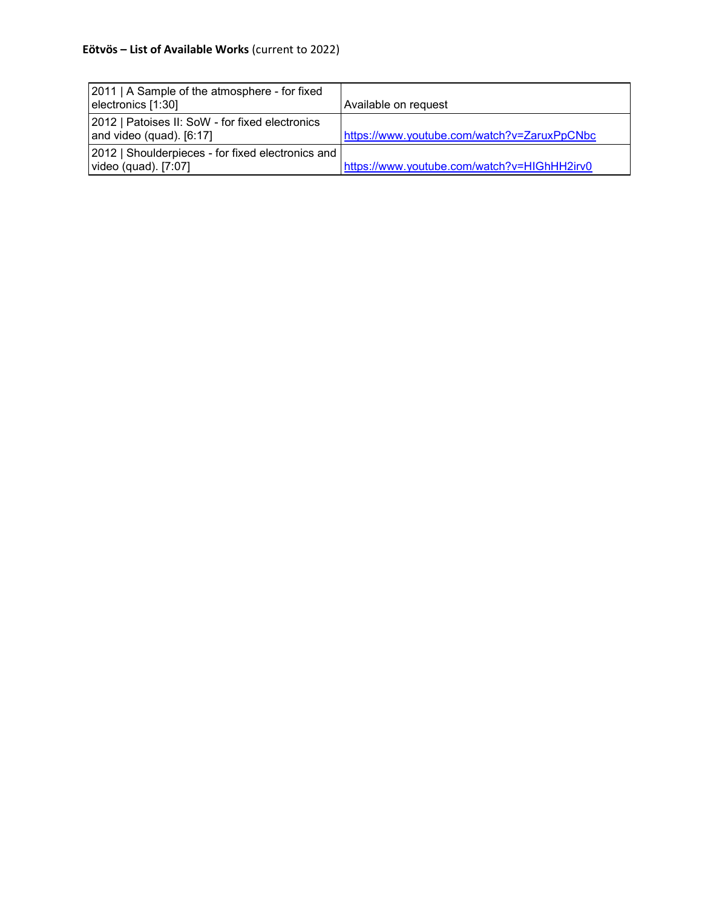**Eötvös – List of Available Works** (current to 2022)

| | |
|---|---|
| 2011 \| A Sample of the atmosphere - for fixed electronics [1:30] | Available on request |
| 2012 \| Patoises II: SoW - for fixed electronics and video (quad). [6:17] | https://www.youtube.com/watch?v=ZaruxPpCNbc |
| 2012 \| Shoulderpieces - for fixed electronics and video (quad). [7:07] | https://www.youtube.com/watch?v=HIGhHH2irv0 |